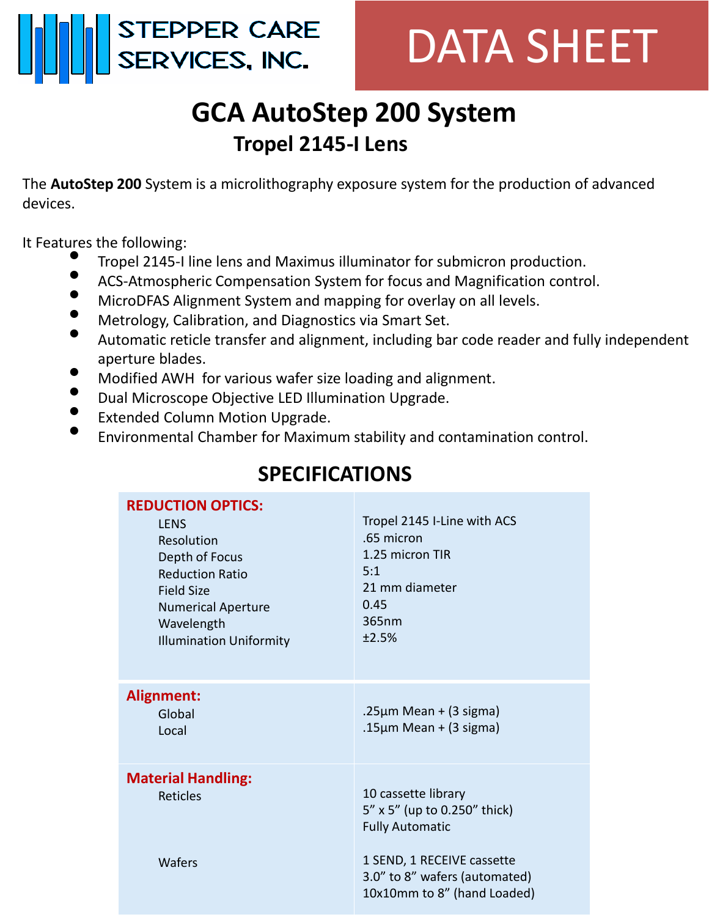STEPPER CARE SERVICES, INC.

# DATA SHEET

# GCA AutoStep 200 System

## Tropel 2145-I Lens

The **AutoStep 200** System is a microlithography exposure system for the production of advanced devices.

It Features the following:

- Tropel 2145-I line lens and Maximus illuminator for submicron production.
- ACS-Atmospheric Compensation System for focus and Magnification control.
- MicroDFAS Alignment System and mapping for overlay on all levels.
- Metrology, Calibration, and Diagnostics via Smart Set.
- Automatic reticle transfer and alignment, including bar code reader and fully independent aperture blades.
- Modified AWH for various wafer size loading and alignment.
- Dual Microscope Objective LED Illumination Upgrade.
- Extended Column Motion Upgrade.
- Environmental Chamber for Maximum stability and contamination control.

## SPECIFICATIONS

| | |
|---|---|
| **REDUCTION OPTICS:** | |
| LENS | Tropel 2145 I-Line with ACS |
| Resolution | .65 micron |
| Depth of Focus | 1.25 micron TIR |
| Reduction Ratio | 5:1 |
| Field Size | 21 mm diameter |
| Numerical Aperture | 0.45 |
| Wavelength | 365nm |
| Illumination Uniformity | ±2.5% |
| **Alignment:** | |
| Global | .25µm Mean + (3 sigma) |
| Local | .15µm Mean + (3 sigma) |
| **Material Handling:** | |
| Reticles | 10 cassette library<br>5” x 5” (up to 0.250” thick)<br>Fully Automatic |
| Wafers | 1 SEND, 1 RECEIVE cassette<br>3.0” to 8” wafers (automated)<br>10x10mm to 8” (hand Loaded) |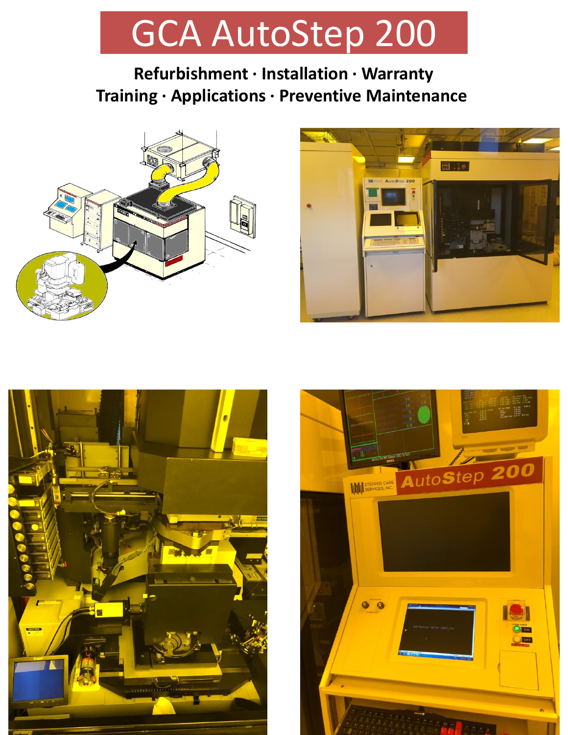# GCA AutoStep 200

**Refurbishment · Installation · Warranty**
**Training · Applications · Preventive Maintenance**